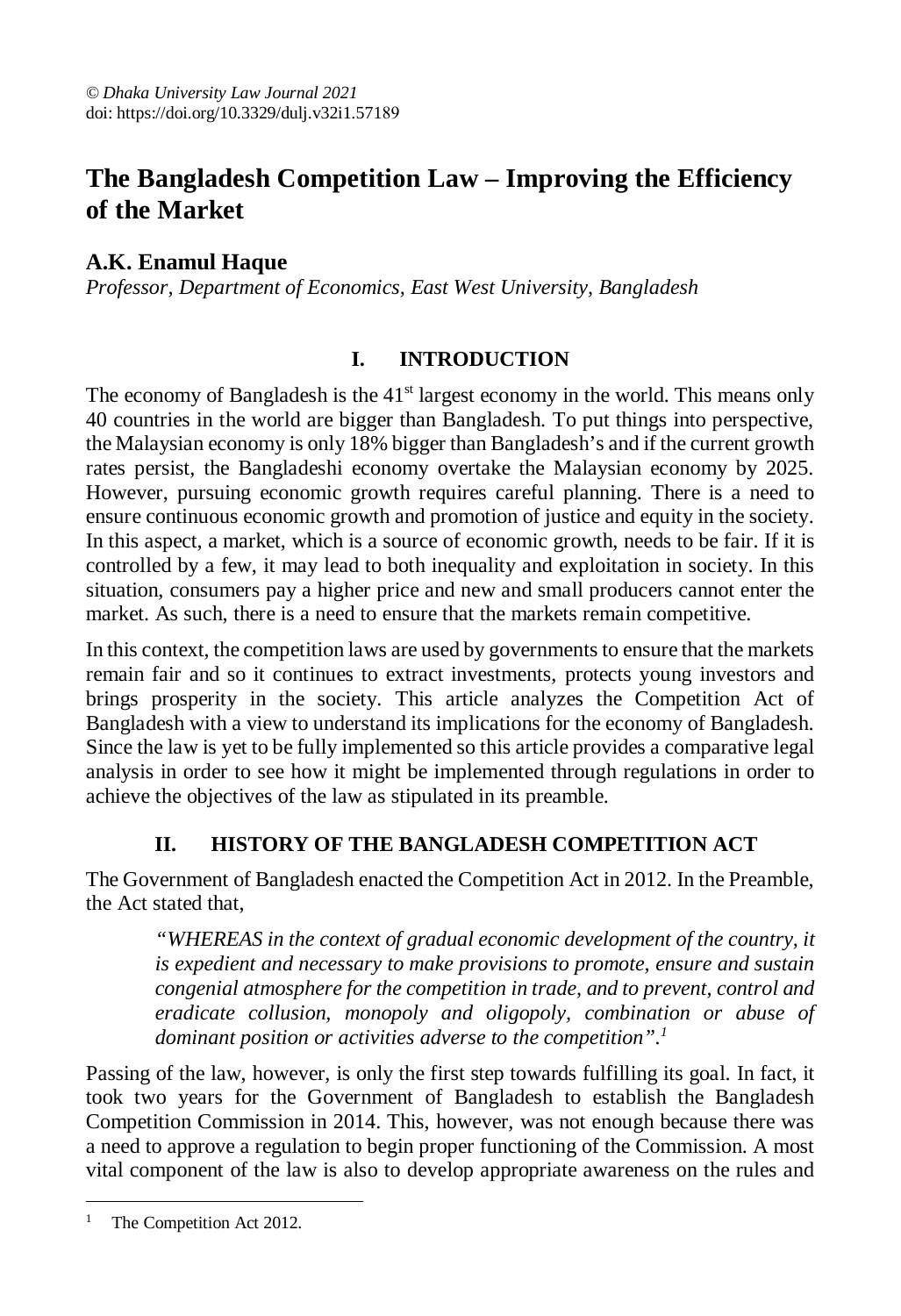© *Dhaka University Law Journal 2021*
doi: https://doi.org/10.3329/dulj.v32i1.57189

# The Bangladesh Competition Law – Improving the Efficiency of the Market

**A.K. Enamul Haque**
*Professor, Department of Economics, East West University, Bangladesh*

## I. INTRODUCTION

The economy of Bangladesh is the 41st largest economy in the world. This means only 40 countries in the world are bigger than Bangladesh. To put things into perspective, the Malaysian economy is only 18% bigger than Bangladesh's and if the current growth rates persist, the Bangladeshi economy overtake the Malaysian economy by 2025. However, pursuing economic growth requires careful planning. There is a need to ensure continuous economic growth and promotion of justice and equity in the society. In this aspect, a market, which is a source of economic growth, needs to be fair. If it is controlled by a few, it may lead to both inequality and exploitation in society. In this situation, consumers pay a higher price and new and small producers cannot enter the market. As such, there is a need to ensure that the markets remain competitive.

In this context, the competition laws are used by governments to ensure that the markets remain fair and so it continues to extract investments, protects young investors and brings prosperity in the society. This article analyzes the Competition Act of Bangladesh with a view to understand its implications for the economy of Bangladesh. Since the law is yet to be fully implemented so this article provides a comparative legal analysis in order to see how it might be implemented through regulations in order to achieve the objectives of the law as stipulated in its preamble.

## II. HISTORY OF THE BANGLADESH COMPETITION ACT

The Government of Bangladesh enacted the Competition Act in 2012. In the Preamble, the Act stated that,

> *"WHEREAS in the context of gradual economic development of the country, it is expedient and necessary to make provisions to promote, ensure and sustain congenial atmosphere for the competition in trade, and to prevent, control and eradicate collusion, monopoly and oligopoly, combination or abuse of dominant position or activities adverse to the competition".*[1]

Passing of the law, however, is only the first step towards fulfilling its goal. In fact, it took two years for the Government of Bangladesh to establish the Bangladesh Competition Commission in 2014. This, however, was not enough because there was a need to approve a regulation to begin proper functioning of the Commission. A most vital component of the law is also to develop appropriate awareness on the rules and

---

[1] The Competition Act 2012.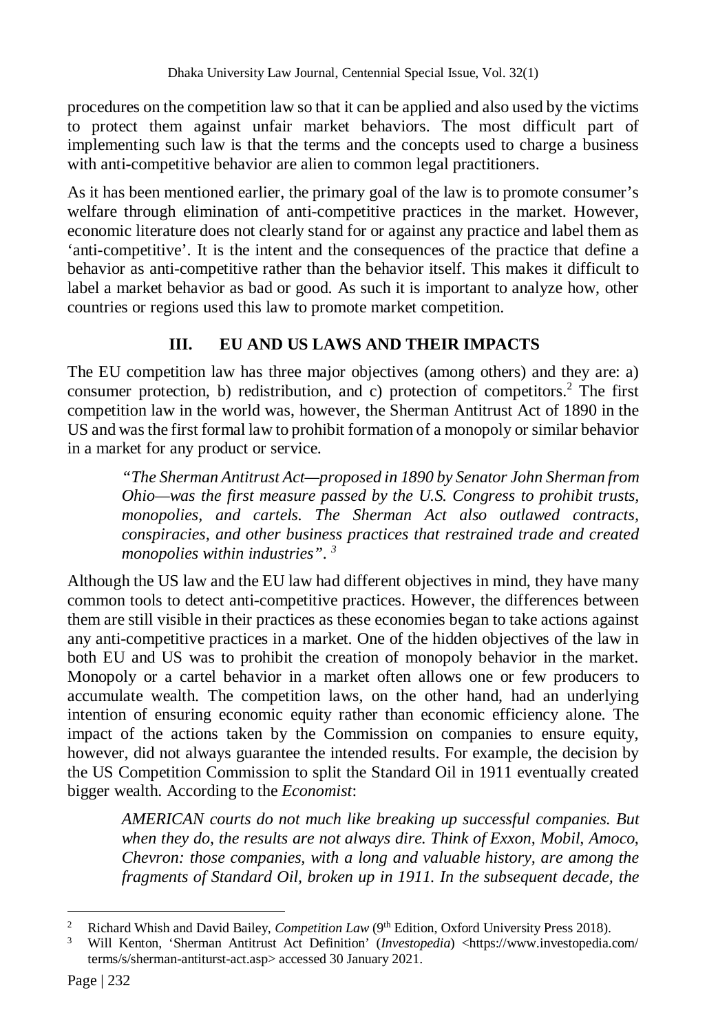procedures on the competition law so that it can be applied and also used by the victims to protect them against unfair market behaviors. The most difficult part of implementing such law is that the terms and the concepts used to charge a business with anti-competitive behavior are alien to common legal practitioners.

As it has been mentioned earlier, the primary goal of the law is to promote consumer's welfare through elimination of anti-competitive practices in the market. However, economic literature does not clearly stand for or against any practice and label them as 'anti-competitive'. It is the intent and the consequences of the practice that define a behavior as anti-competitive rather than the behavior itself. This makes it difficult to label a market behavior as bad or good. As such it is important to analyze how, other countries or regions used this law to promote market competition.

## III. EU AND US LAWS AND THEIR IMPACTS

The EU competition law has three major objectives (among others) and they are: a) consumer protection, b) redistribution, and c) protection of competitors.[2] The first competition law in the world was, however, the Sherman Antitrust Act of 1890 in the US and was the first formal law to prohibit formation of a monopoly or similar behavior in a market for any product or service.

> *"The Sherman Antitrust Act—proposed in 1890 by Senator John Sherman from Ohio—was the first measure passed by the U.S. Congress to prohibit trusts, monopolies, and cartels. The Sherman Act also outlawed contracts, conspiracies, and other business practices that restrained trade and created monopolies within industries".* [3]

Although the US law and the EU law had different objectives in mind, they have many common tools to detect anti-competitive practices. However, the differences between them are still visible in their practices as these economies began to take actions against any anti-competitive practices in a market. One of the hidden objectives of the law in both EU and US was to prohibit the creation of monopoly behavior in the market. Monopoly or a cartel behavior in a market often allows one or few producers to accumulate wealth. The competition laws, on the other hand, had an underlying intention of ensuring economic equity rather than economic efficiency alone. The impact of the actions taken by the Commission on companies to ensure equity, however, did not always guarantee the intended results. For example, the decision by the US Competition Commission to split the Standard Oil in 1911 eventually created bigger wealth. According to the *Economist*:

> *AMERICAN courts do not much like breaking up successful companies. But when they do, the results are not always dire. Think of Exxon, Mobil, Amoco, Chevron: those companies, with a long and valuable history, are among the fragments of Standard Oil, broken up in 1911. In the subsequent decade, the*

---

[2] Richard Whish and David Bailey, *Competition Law* (9th Edition, Oxford University Press 2018).

[3] Will Kenton, 'Sherman Antitrust Act Definition' (*Investopedia*) <https://www.investopedia.com/terms/s/sherman-antiturst-act.asp> accessed 30 January 2021.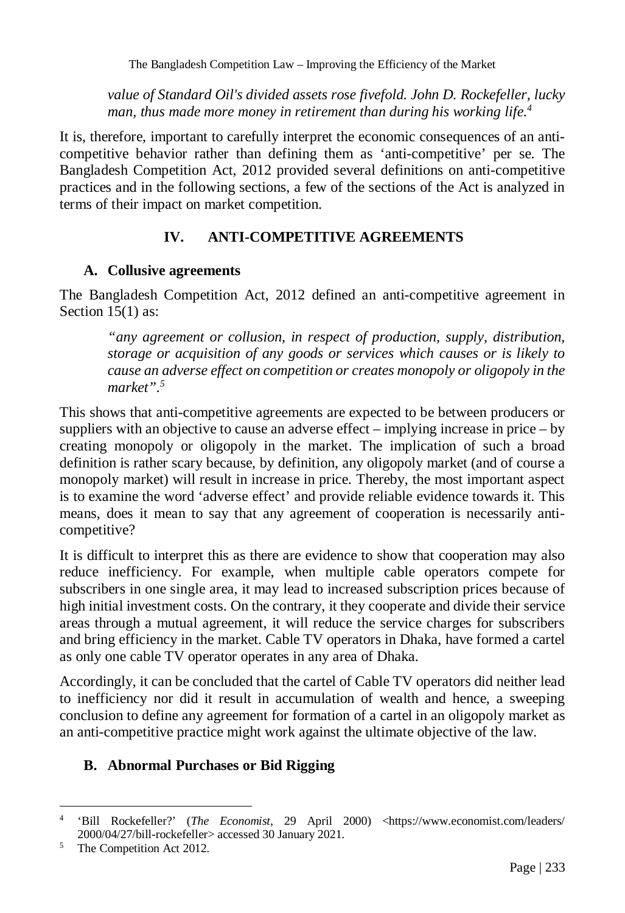*value of Standard Oil's divided assets rose fivefold. John D. Rockefeller, lucky man, thus made more money in retirement than during his working life.*[4]

It is, therefore, important to carefully interpret the economic consequences of an anti-competitive behavior rather than defining them as 'anti-competitive' per se. The Bangladesh Competition Act, 2012 provided several definitions on anti-competitive practices and in the following sections, a few of the sections of the Act is analyzed in terms of their impact on market competition.

## IV. ANTI-COMPETITIVE AGREEMENTS

### A. Collusive agreements

The Bangladesh Competition Act, 2012 defined an anti-competitive agreement in Section 15(1) as:

> *"any agreement or collusion, in respect of production, supply, distribution, storage or acquisition of any goods or services which causes or is likely to cause an adverse effect on competition or creates monopoly or oligopoly in the market".*[5]

This shows that anti-competitive agreements are expected to be between producers or suppliers with an objective to cause an adverse effect – implying increase in price – by creating monopoly or oligopoly in the market. The implication of such a broad definition is rather scary because, by definition, any oligopoly market (and of course a monopoly market) will result in increase in price. Thereby, the most important aspect is to examine the word 'adverse effect' and provide reliable evidence towards it. This means, does it mean to say that any agreement of cooperation is necessarily anti-competitive?

It is difficult to interpret this as there are evidence to show that cooperation may also reduce inefficiency. For example, when multiple cable operators compete for subscribers in one single area, it may lead to increased subscription prices because of high initial investment costs. On the contrary, it they cooperate and divide their service areas through a mutual agreement, it will reduce the service charges for subscribers and bring efficiency in the market. Cable TV operators in Dhaka, have formed a cartel as only one cable TV operator operates in any area of Dhaka.

Accordingly, it can be concluded that the cartel of Cable TV operators did neither lead to inefficiency nor did it result in accumulation of wealth and hence, a sweeping conclusion to define any agreement for formation of a cartel in an oligopoly market as an anti-competitive practice might work against the ultimate objective of the law.

### B. Abnormal Purchases or Bid Rigging

---

[4] 'Bill Rockefeller?' (*The Economist*, 29 April 2000) <https://www.economist.com/leaders/2000/04/27/bill-rockefeller> accessed 30 January 2021.

[5] The Competition Act 2012.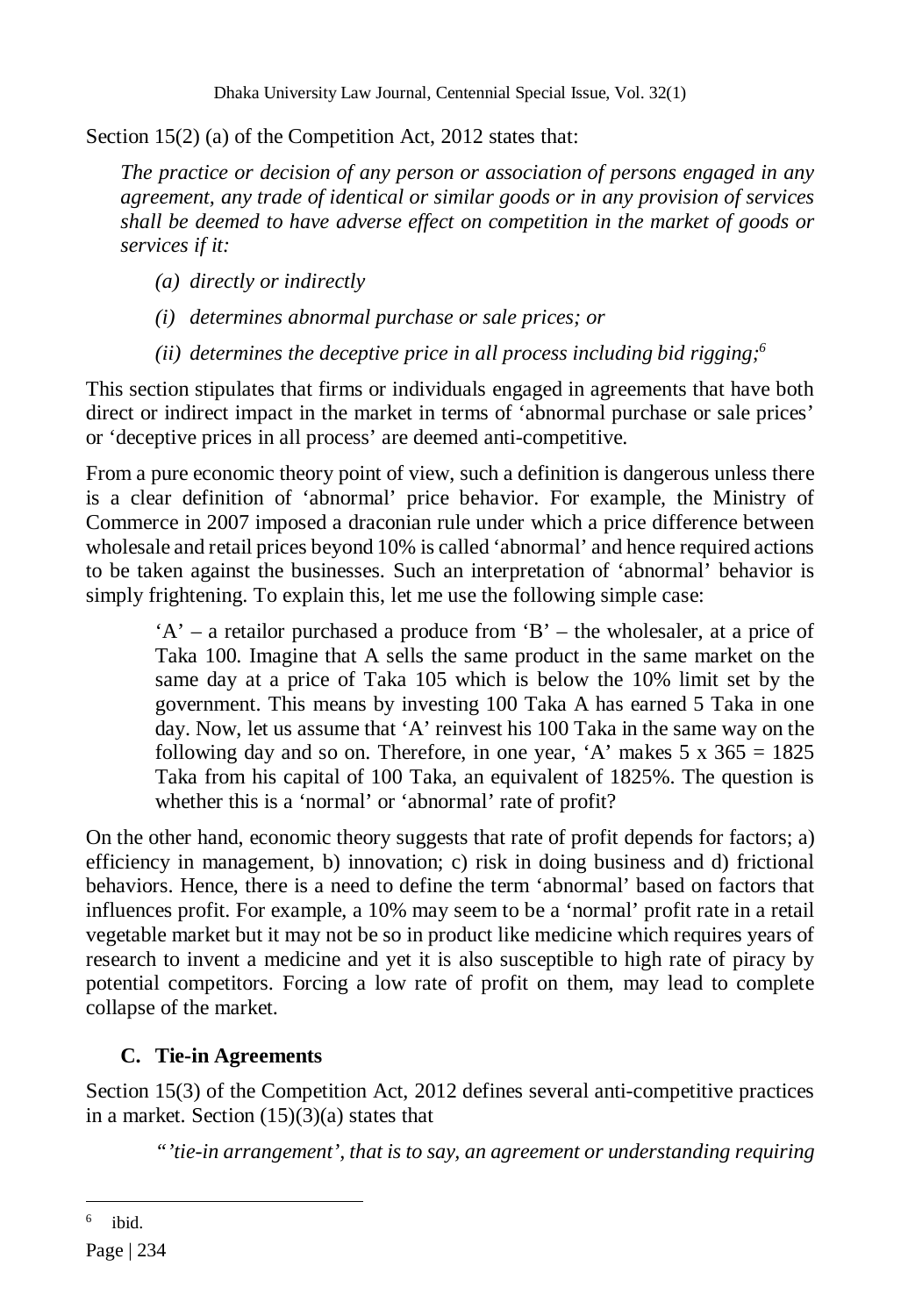Section 15(2) (a) of the Competition Act, 2012 states that:

> *The practice or decision of any person or association of persons engaged in any agreement, any trade of identical or similar goods or in any provision of services shall be deemed to have adverse effect on competition in the market of goods or services if it:*
>
> *(a) directly or indirectly*
>
> *(i) determines abnormal purchase or sale prices; or*
>
> *(ii) determines the deceptive price in all process including bid rigging;*[6]

This section stipulates that firms or individuals engaged in agreements that have both direct or indirect impact in the market in terms of 'abnormal purchase or sale prices' or 'deceptive prices in all process' are deemed anti-competitive.

From a pure economic theory point of view, such a definition is dangerous unless there is a clear definition of 'abnormal' price behavior. For example, the Ministry of Commerce in 2007 imposed a draconian rule under which a price difference between wholesale and retail prices beyond 10% is called 'abnormal' and hence required actions to be taken against the businesses. Such an interpretation of 'abnormal' behavior is simply frightening. To explain this, let me use the following simple case:

> 'A' – a retailor purchased a produce from 'B' – the wholesaler, at a price of Taka 100. Imagine that A sells the same product in the same market on the same day at a price of Taka 105 which is below the 10% limit set by the government. This means by investing 100 Taka A has earned 5 Taka in one day. Now, let us assume that 'A' reinvest his 100 Taka in the same way on the following day and so on. Therefore, in one year, 'A' makes 5 x 365 = 1825 Taka from his capital of 100 Taka, an equivalent of 1825%. The question is whether this is a 'normal' or 'abnormal' rate of profit?

On the other hand, economic theory suggests that rate of profit depends for factors; a) efficiency in management, b) innovation; c) risk in doing business and d) frictional behaviors. Hence, there is a need to define the term 'abnormal' based on factors that influences profit. For example, a 10% may seem to be a 'normal' profit rate in a retail vegetable market but it may not be so in product like medicine which requires years of research to invent a medicine and yet it is also susceptible to high rate of piracy by potential competitors. Forcing a low rate of profit on them, may lead to complete collapse of the market.

### C. Tie-in Agreements

Section 15(3) of the Competition Act, 2012 defines several anti-competitive practices in a market. Section (15)(3)(a) states that

> *"'tie-in arrangement', that is to say, an agreement or understanding requiring*

---

[6] ibid.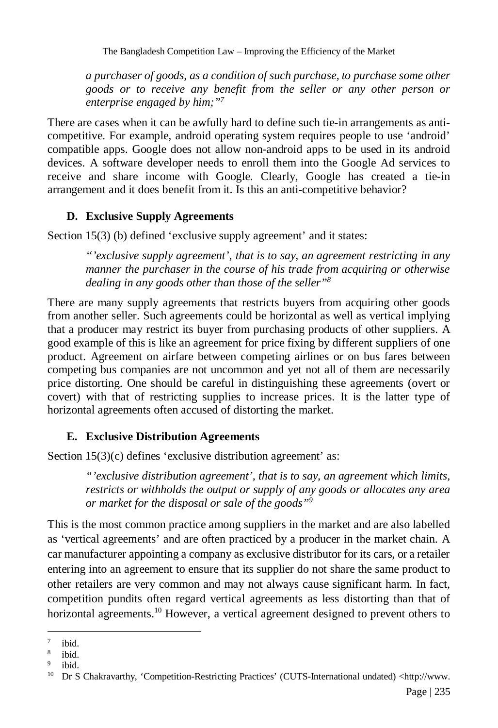*a purchaser of goods, as a condition of such purchase, to purchase some other goods or to receive any benefit from the seller or any other person or enterprise engaged by him;"*[7]

There are cases when it can be awfully hard to define such tie-in arrangements as anti-competitive. For example, android operating system requires people to use 'android' compatible apps. Google does not allow non-android apps to be used in its android devices. A software developer needs to enroll them into the Google Ad services to receive and share income with Google. Clearly, Google has created a tie-in arrangement and it does benefit from it. Is this an anti-competitive behavior?

### D. Exclusive Supply Agreements

Section 15(3) (b) defined 'exclusive supply agreement' and it states:

> *"'exclusive supply agreement', that is to say, an agreement restricting in any manner the purchaser in the course of his trade from acquiring or otherwise dealing in any goods other than those of the seller"*[8]

There are many supply agreements that restricts buyers from acquiring other goods from another seller. Such agreements could be horizontal as well as vertical implying that a producer may restrict its buyer from purchasing products of other suppliers. A good example of this is like an agreement for price fixing by different suppliers of one product. Agreement on airfare between competing airlines or on bus fares between competing bus companies are not uncommon and yet not all of them are necessarily price distorting. One should be careful in distinguishing these agreements (overt or covert) with that of restricting supplies to increase prices. It is the latter type of horizontal agreements often accused of distorting the market.

### E. Exclusive Distribution Agreements

Section 15(3)(c) defines 'exclusive distribution agreement' as:

> *"'exclusive distribution agreement', that is to say, an agreement which limits, restricts or withholds the output or supply of any goods or allocates any area or market for the disposal or sale of the goods"*[9]

This is the most common practice among suppliers in the market and are also labelled as 'vertical agreements' and are often practiced by a producer in the market chain. A car manufacturer appointing a company as exclusive distributor for its cars, or a retailer entering into an agreement to ensure that its supplier do not share the same product to other retailers are very common and may not always cause significant harm. In fact, competition pundits often regard vertical agreements as less distorting than that of horizontal agreements.[10] However, a vertical agreement designed to prevent others to

---

[7] ibid.

[8] ibid.

[9] ibid.

[10] Dr S Chakravarthy, 'Competition-Restricting Practices' (CUTS-International undated) <http://www.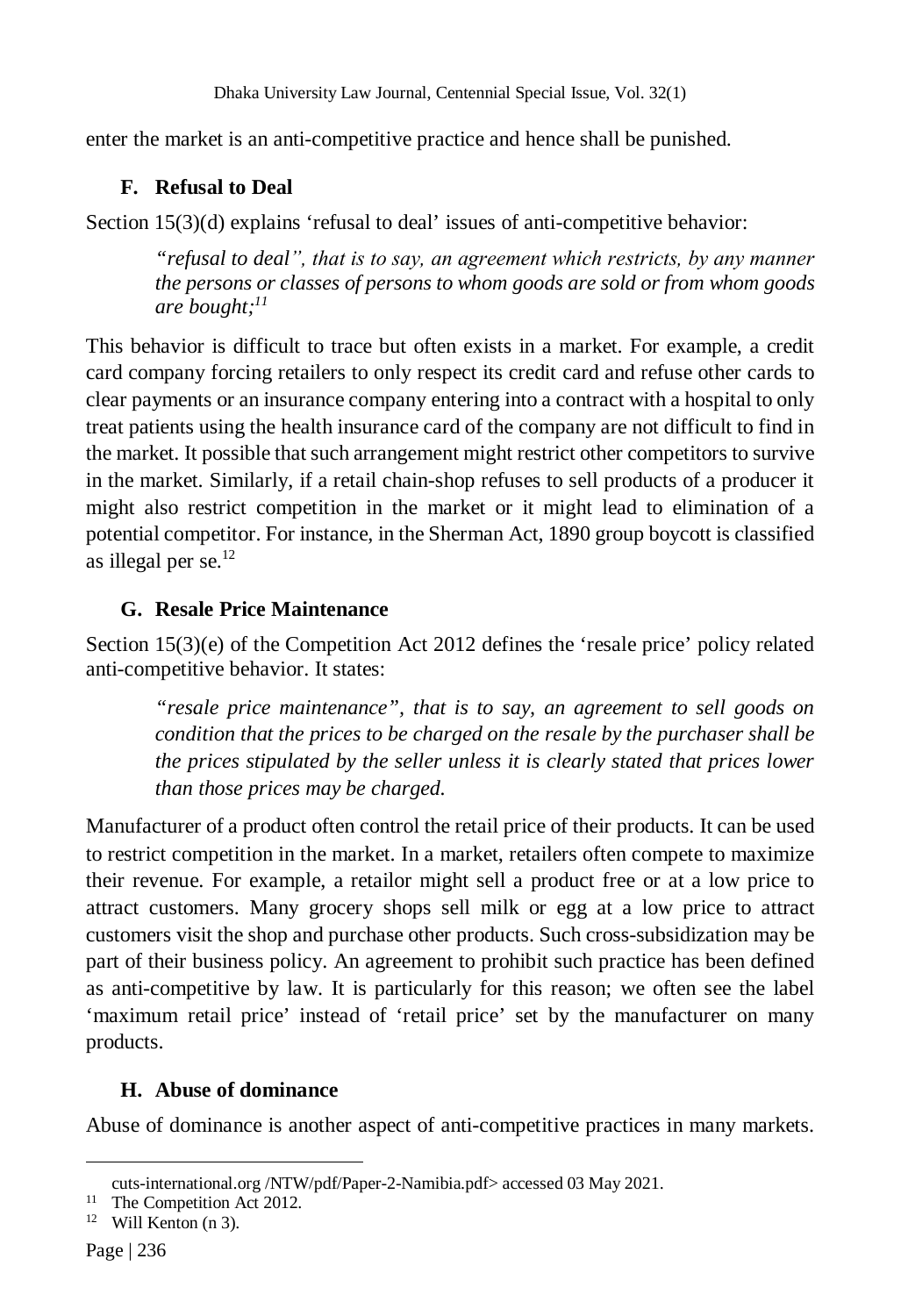enter the market is an anti-competitive practice and hence shall be punished.

### F. Refusal to Deal

Section 15(3)(d) explains 'refusal to deal' issues of anti-competitive behavior:

> *"refusal to deal", that is to say, an agreement which restricts, by any manner the persons or classes of persons to whom goods are sold or from whom goods are bought;*[11]

This behavior is difficult to trace but often exists in a market. For example, a credit card company forcing retailers to only respect its credit card and refuse other cards to clear payments or an insurance company entering into a contract with a hospital to only treat patients using the health insurance card of the company are not difficult to find in the market. It possible that such arrangement might restrict other competitors to survive in the market. Similarly, if a retail chain-shop refuses to sell products of a producer it might also restrict competition in the market or it might lead to elimination of a potential competitor. For instance, in the Sherman Act, 1890 group boycott is classified as illegal per se.[12]

### G. Resale Price Maintenance

Section 15(3)(e) of the Competition Act 2012 defines the 'resale price' policy related anti-competitive behavior. It states:

> *"resale price maintenance", that is to say, an agreement to sell goods on condition that the prices to be charged on the resale by the purchaser shall be the prices stipulated by the seller unless it is clearly stated that prices lower than those prices may be charged.*

Manufacturer of a product often control the retail price of their products. It can be used to restrict competition in the market. In a market, retailers often compete to maximize their revenue. For example, a retailor might sell a product free or at a low price to attract customers. Many grocery shops sell milk or egg at a low price to attract customers visit the shop and purchase other products. Such cross-subsidization may be part of their business policy. An agreement to prohibit such practice has been defined as anti-competitive by law. It is particularly for this reason; we often see the label 'maximum retail price' instead of 'retail price' set by the manufacturer on many products.

### H. Abuse of dominance

Abuse of dominance is another aspect of anti-competitive practices in many markets.

---

cuts-international.org /NTW/pdf/Paper-2-Namibia.pdf> accessed 03 May 2021.

[11] The Competition Act 2012.

[12] Will Kenton (n 3).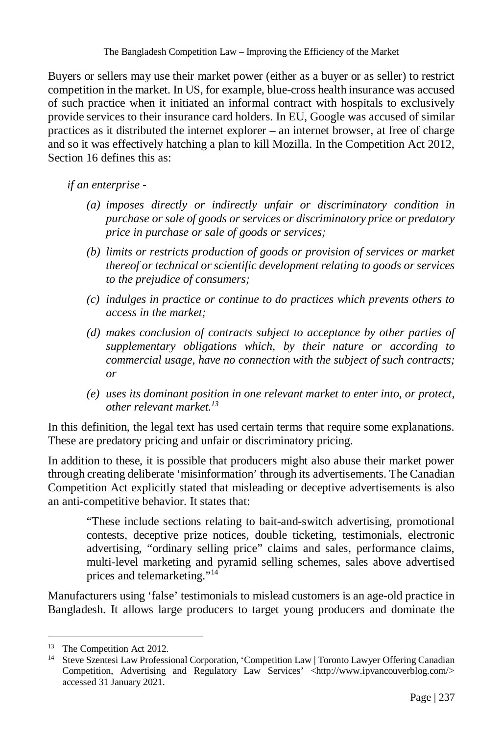Buyers or sellers may use their market power (either as a buyer or as seller) to restrict competition in the market. In US, for example, blue-cross health insurance was accused of such practice when it initiated an informal contract with hospitals to exclusively provide services to their insurance card holders. In EU, Google was accused of similar practices as it distributed the internet explorer – an internet browser, at free of charge and so it was effectively hatching a plan to kill Mozilla. In the Competition Act 2012, Section 16 defines this as:

*if an enterprise -*

> *(a) imposes directly or indirectly unfair or discriminatory condition in purchase or sale of goods or services or discriminatory price or predatory price in purchase or sale of goods or services;*
>
> *(b) limits or restricts production of goods or provision of services or market thereof or technical or scientific development relating to goods or services to the prejudice of consumers;*
>
> *(c) indulges in practice or continue to do practices which prevents others to access in the market;*
>
> *(d) makes conclusion of contracts subject to acceptance by other parties of supplementary obligations which, by their nature or according to commercial usage, have no connection with the subject of such contracts; or*
>
> *(e) uses its dominant position in one relevant market to enter into, or protect, other relevant market.*[13]

In this definition, the legal text has used certain terms that require some explanations. These are predatory pricing and unfair or discriminatory pricing.

In addition to these, it is possible that producers might also abuse their market power through creating deliberate 'misinformation' through its advertisements. The Canadian Competition Act explicitly stated that misleading or deceptive advertisements is also an anti-competitive behavior. It states that:

> "These include sections relating to bait-and-switch advertising, promotional contests, deceptive prize notices, double ticketing, testimonials, electronic advertising, "ordinary selling price" claims and sales, performance claims, multi-level marketing and pyramid selling schemes, sales above advertised prices and telemarketing."[14]

Manufacturers using 'false' testimonials to mislead customers is an age-old practice in Bangladesh. It allows large producers to target young producers and dominate the

---

[13] The Competition Act 2012.

[14] Steve Szentesi Law Professional Corporation, 'Competition Law | Toronto Lawyer Offering Canadian Competition, Advertising and Regulatory Law Services' <http://www.ipvancouverblog.com/> accessed 31 January 2021.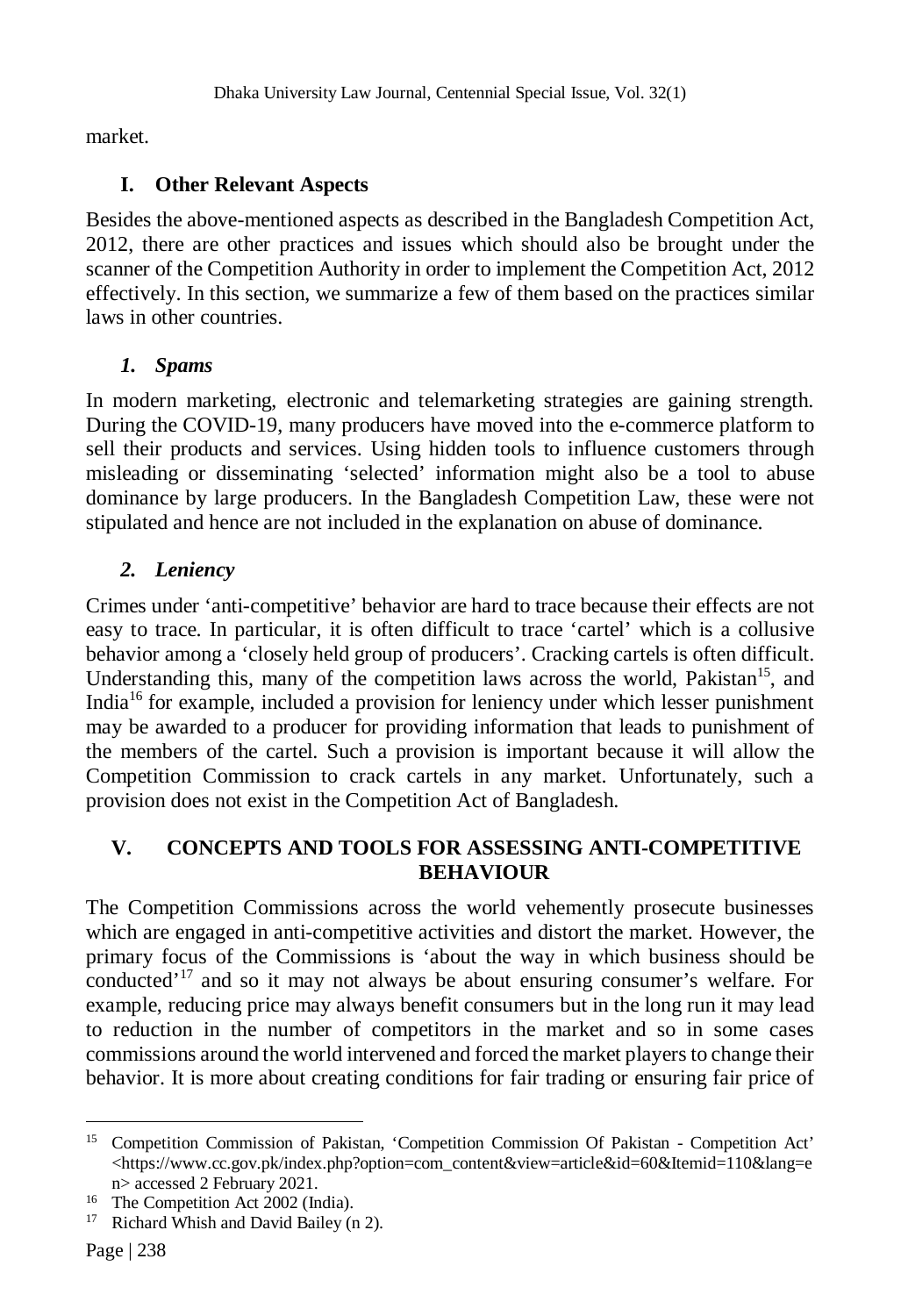market.

### I. Other Relevant Aspects

Besides the above-mentioned aspects as described in the Bangladesh Competition Act, 2012, there are other practices and issues which should also be brought under the scanner of the Competition Authority in order to implement the Competition Act, 2012 effectively. In this section, we summarize a few of them based on the practices similar laws in other countries.

#### *1. Spams*

In modern marketing, electronic and telemarketing strategies are gaining strength. During the COVID-19, many producers have moved into the e-commerce platform to sell their products and services. Using hidden tools to influence customers through misleading or disseminating 'selected' information might also be a tool to abuse dominance by large producers. In the Bangladesh Competition Law, these were not stipulated and hence are not included in the explanation on abuse of dominance.

#### *2. Leniency*

Crimes under 'anti-competitive' behavior are hard to trace because their effects are not easy to trace. In particular, it is often difficult to trace 'cartel' which is a collusive behavior among a 'closely held group of producers'. Cracking cartels is often difficult. Understanding this, many of the competition laws across the world, Pakistan[15], and India[16] for example, included a provision for leniency under which lesser punishment may be awarded to a producer for providing information that leads to punishment of the members of the cartel. Such a provision is important because it will allow the Competition Commission to crack cartels in any market. Unfortunately, such a provision does not exist in the Competition Act of Bangladesh.

## V. CONCEPTS AND TOOLS FOR ASSESSING ANTI-COMPETITIVE BEHAVIOUR

The Competition Commissions across the world vehemently prosecute businesses which are engaged in anti-competitive activities and distort the market. However, the primary focus of the Commissions is 'about the way in which business should be conducted'[17] and so it may not always be about ensuring consumer's welfare. For example, reducing price may always benefit consumers but in the long run it may lead to reduction in the number of competitors in the market and so in some cases commissions around the world intervened and forced the market players to change their behavior. It is more about creating conditions for fair trading or ensuring fair price of

---

[15] Competition Commission of Pakistan, 'Competition Commission Of Pakistan - Competition Act' <https://www.cc.gov.pk/index.php?option=com_content&view=article&id=60&Itemid=110&lang=en> accessed 2 February 2021.

[16] The Competition Act 2002 (India).

[17] Richard Whish and David Bailey (n 2).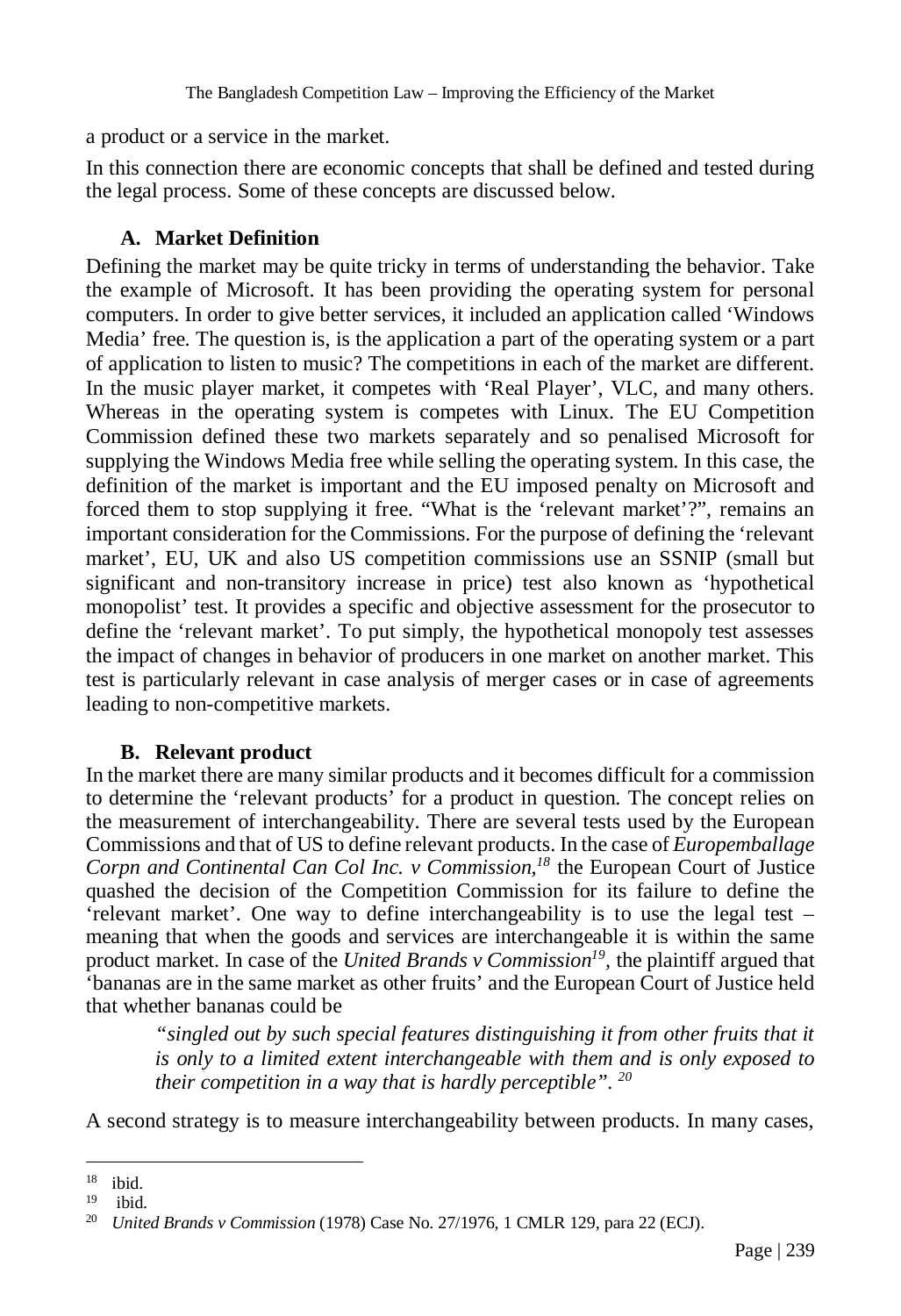a product or a service in the market.

In this connection there are economic concepts that shall be defined and tested during the legal process. Some of these concepts are discussed below.

### A. Market Definition

Defining the market may be quite tricky in terms of understanding the behavior. Take the example of Microsoft. It has been providing the operating system for personal computers. In order to give better services, it included an application called 'Windows Media' free. The question is, is the application a part of the operating system or a part of application to listen to music? The competitions in each of the market are different. In the music player market, it competes with 'Real Player', VLC, and many others. Whereas in the operating system is competes with Linux. The EU Competition Commission defined these two markets separately and so penalised Microsoft for supplying the Windows Media free while selling the operating system. In this case, the definition of the market is important and the EU imposed penalty on Microsoft and forced them to stop supplying it free. "What is the 'relevant market'?", remains an important consideration for the Commissions. For the purpose of defining the 'relevant market', EU, UK and also US competition commissions use an SSNIP (small but significant and non-transitory increase in price) test also known as 'hypothetical monopolist' test. It provides a specific and objective assessment for the prosecutor to define the 'relevant market'. To put simply, the hypothetical monopoly test assesses the impact of changes in behavior of producers in one market on another market. This test is particularly relevant in case analysis of merger cases or in case of agreements leading to non-competitive markets.

### B. Relevant product

In the market there are many similar products and it becomes difficult for a commission to determine the 'relevant products' for a product in question. The concept relies on the measurement of interchangeability. There are several tests used by the European Commissions and that of US to define relevant products. In the case of *Europemballage Corpn and Continental Can Col Inc. v Commission,*[18] the European Court of Justice quashed the decision of the Competition Commission for its failure to define the 'relevant market'. One way to define interchangeability is to use the legal test – meaning that when the goods and services are interchangeable it is within the same product market. In case of the *United Brands v Commission*[19], the plaintiff argued that 'bananas are in the same market as other fruits' and the European Court of Justice held that whether bananas could be

> *"singled out by such special features distinguishing it from other fruits that it is only to a limited extent interchangeable with them and is only exposed to their competition in a way that is hardly perceptible".* [20]

A second strategy is to measure interchangeability between products. In many cases,

---

[18] ibid.

[19] ibid.

[20] *United Brands v Commission* (1978) Case No. 27/1976, 1 CMLR 129, para 22 (ECJ).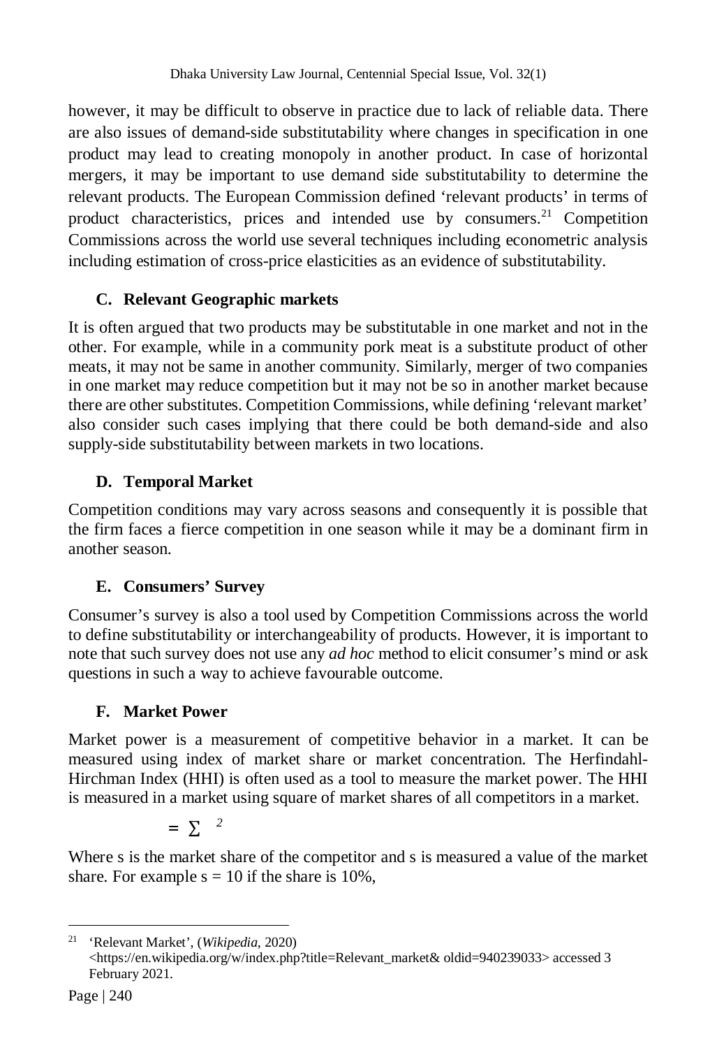however, it may be difficult to observe in practice due to lack of reliable data. There are also issues of demand-side substitutability where changes in specification in one product may lead to creating monopoly in another product. In case of horizontal mergers, it may be important to use demand side substitutability to determine the relevant products. The European Commission defined 'relevant products' in terms of product characteristics, prices and intended use by consumers.[21] Competition Commissions across the world use several techniques including econometric analysis including estimation of cross-price elasticities as an evidence of substitutability.

### C. Relevant Geographic markets

It is often argued that two products may be substitutable in one market and not in the other. For example, while in a community pork meat is a substitute product of other meats, it may not be same in another community. Similarly, merger of two companies in one market may reduce competition but it may not be so in another market because there are other substitutes. Competition Commissions, while defining 'relevant market' also consider such cases implying that there could be both demand-side and also supply-side substitutability between markets in two locations.

### D. Temporal Market

Competition conditions may vary across seasons and consequently it is possible that the firm faces a fierce competition in one season while it may be a dominant firm in another season.

### E. Consumers' Survey

Consumer's survey is also a tool used by Competition Commissions across the world to define substitutability or interchangeability of products. However, it is important to note that such survey does not use any *ad hoc* method to elicit consumer's mind or ask questions in such a way to achieve favourable outcome.

### F. Market Power

Market power is a measurement of competitive behavior in a market. It can be measured using index of market share or market concentration. The Herfindahl-Hirchman Index (HHI) is often used as a tool to measure the market power. The HHI is measured in a market using square of market shares of all competitors in a market.

$$= \sum \quad ^{2}$$

Where s is the market share of the competitor and s is measured a value of the market share. For example s = 10 if the share is 10%,

[21] 'Relevant Market', (*Wikipedia*, 2020) <https://en.wikipedia.org/w/index.php?title=Relevant_market& oldid=940239033> accessed 3 February 2021.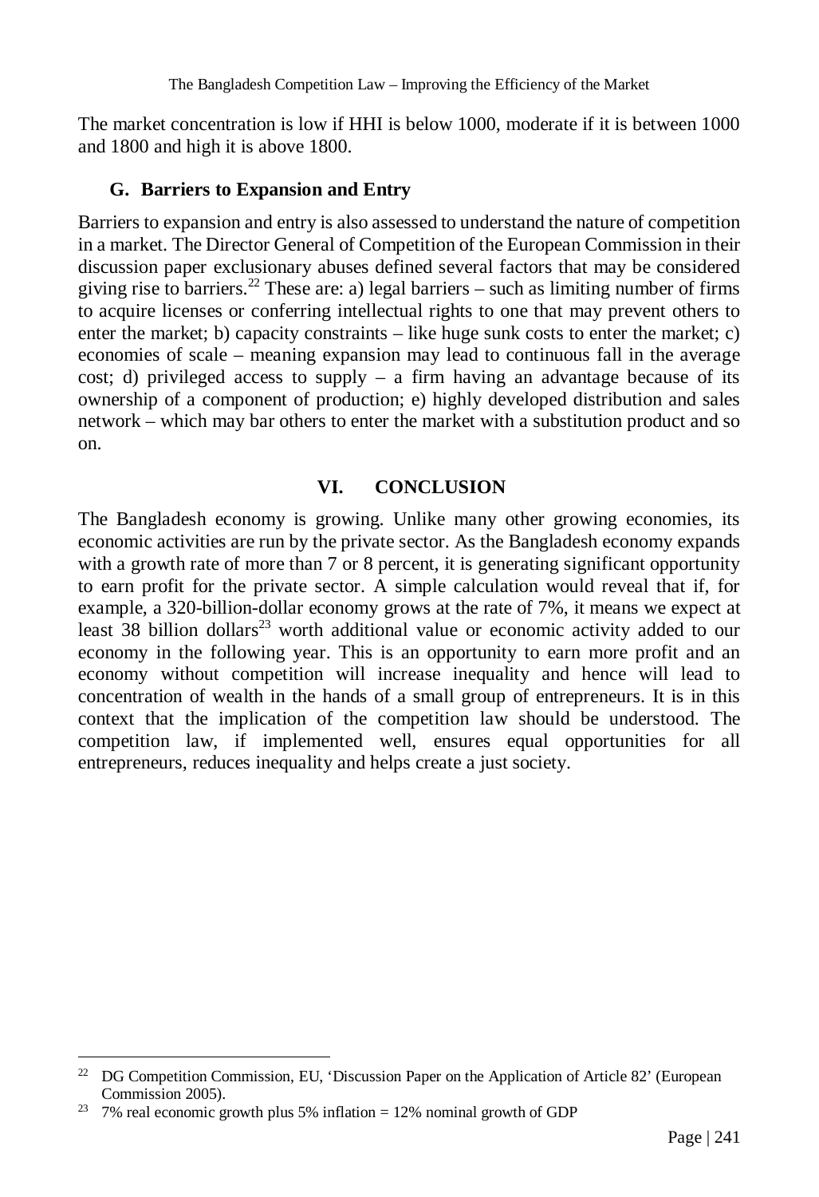The market concentration is low if HHI is below 1000, moderate if it is between 1000 and 1800 and high it is above 1800.

### G. Barriers to Expansion and Entry

Barriers to expansion and entry is also assessed to understand the nature of competition in a market. The Director General of Competition of the European Commission in their discussion paper exclusionary abuses defined several factors that may be considered giving rise to barriers.[22] These are: a) legal barriers – such as limiting number of firms to acquire licenses or conferring intellectual rights to one that may prevent others to enter the market; b) capacity constraints – like huge sunk costs to enter the market; c) economies of scale – meaning expansion may lead to continuous fall in the average cost; d) privileged access to supply – a firm having an advantage because of its ownership of a component of production; e) highly developed distribution and sales network – which may bar others to enter the market with a substitution product and so on.

## VI. CONCLUSION

The Bangladesh economy is growing. Unlike many other growing economies, its economic activities are run by the private sector. As the Bangladesh economy expands with a growth rate of more than 7 or 8 percent, it is generating significant opportunity to earn profit for the private sector. A simple calculation would reveal that if, for example, a 320-billion-dollar economy grows at the rate of 7%, it means we expect at least 38 billion dollars[23] worth additional value or economic activity added to our economy in the following year. This is an opportunity to earn more profit and an economy without competition will increase inequality and hence will lead to concentration of wealth in the hands of a small group of entrepreneurs. It is in this context that the implication of the competition law should be understood. The competition law, if implemented well, ensures equal opportunities for all entrepreneurs, reduces inequality and helps create a just society.

---

[22] DG Competition Commission, EU, 'Discussion Paper on the Application of Article 82' (European Commission 2005).

[23] 7% real economic growth plus 5% inflation = 12% nominal growth of GDP